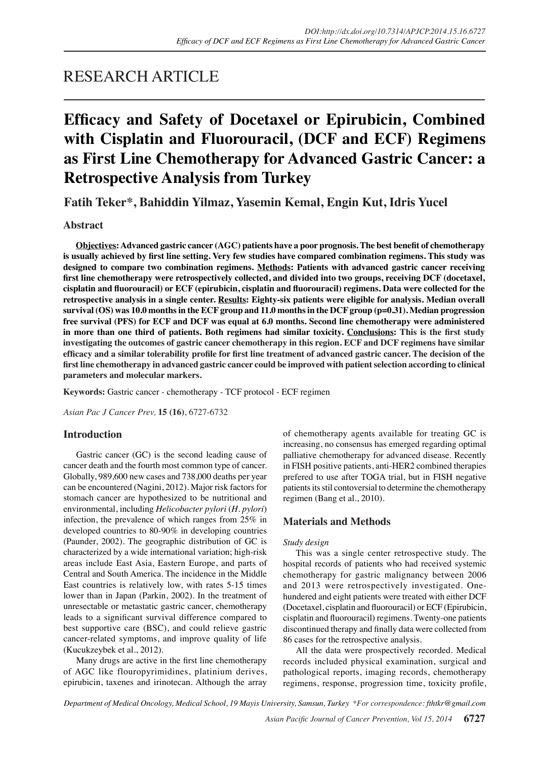RESEARCH ARTICLE

# Efficacy and Safety of Docetaxel or Epirubicin, Combined with Cisplatin and Fluorouracil, (DCF and ECF) Regimens as First Line Chemotherapy for Advanced Gastric Cancer: a Retrospective Analysis from Turkey

**Fatih Teker*, Bahiddin Yilmaz, Yasemin Kemal, Engin Kut, Idris Yucel**

## Abstract

**Objectives: Advanced gastric cancer (AGC) patients have a poor prognosis. The best benefit of chemotherapy is usually achieved by first line setting. Very few studies have compared combination regimens. This study was designed to compare two combination regimens. Methods: Patients with advanced gastric cancer receiving first line chemotherapy were retrospectively collected, and divided into two groups, receiving DCF (docetaxel, cisplatin and fluorouracil) or ECF (epirubicin, cisplatin and fluorouracil) regimens. Data were collected for the retrospective analysis in a single center. Results: Eighty-six patients were eligible for analysis. Median overall survival (OS) was 10.0 months in the ECF group and 11.0 months in the DCF group (p=0.31). Median progression free survival (PFS) for ECF and DCF was equal at 6.0 months. Second line chemotherapy were administered in more than one third of patients. Both regimens had similar toxicity. Conclusions: This is the first study investigating the outcomes of gastric cancer chemotherapy in this region. ECF and DCF regimens have similar efficacy and a similar tolerability profile for first line treatment of advanced gastric cancer. The decision of the first line chemotherapy in advanced gastric cancer could be improved with patient selection according to clinical parameters and molecular markers.**

**Keywords:** Gastric cancer - chemotherapy - TCF protocol - ECF regimen

*Asian Pac J Cancer Prev,* **15 (16)**, 6727-6732

## Introduction

Gastric cancer (GC) is the second leading cause of cancer death and the fourth most common type of cancer. Globally, 989,600 new cases and 738,000 deaths per year can be encountered (Nagini, 2012). Major risk factors for stomach cancer are hypothesized to be nutritional and environmental, including *Helicobacter pylori* (*H. pylori*) infection, the prevalence of which ranges from 25% in developed countries to 80-90% in developing countries (Paunder, 2002). The geographic distribution of GC is characterized by a wide international variation; high-risk areas include East Asia, Eastern Europe, and parts of Central and South America. The incidence in the Middle East countries is relatively low, with rates 5-15 times lower than in Japan (Parkin, 2002). In the treatment of unresectable or metastatic gastric cancer, chemotherapy leads to a significant survival difference compared to best supportive care (BSC), and could relieve gastric cancer-related symptoms, and improve quality of life (Kucukzeybek et al., 2012).

Many drugs are active in the first line chemotherapy of AGC like flouropyrimidines, platinium derives, epirubicin, taxenes and irinotecan. Although the array of chemotherapy agents available for treating GC is increasing, no consensus has emerged regarding optimal palliative chemotherapy for advanced disease. Recently in FISH positive patients, anti-HER2 combined therapies prefered to use after TOGA trial, but in FISH negative patients its stil contoversial to determine the chemotherapy regimen (Bang et al., 2010).

## Materials and Methods

*Study design*

This was a single center retrospective study. The hospital records of patients who had received systemic chemotherapy for gastric malignancy between 2006 and 2013 were retrospectively investigated. One-hundered and eight patients were treated with either DCF (Docetaxel, cisplatin and fluorouracil) or ECF (Epirubicin, cisplatin and fluorouracil) regimens. Twenty-one patients discontinued therapy and finally data were collected from 86 cases for the retrospective analysis.

All the data were prospectively recorded. Medical records included physical examination, surgical and pathological reports, imaging records, chemotherapy regimens, response, progression time, toxicity profile,

*Department of Medical Oncology, Medical School, 19 Mayis University, Samsun, Turkey *For correspondence: fthtkr@gmail.com*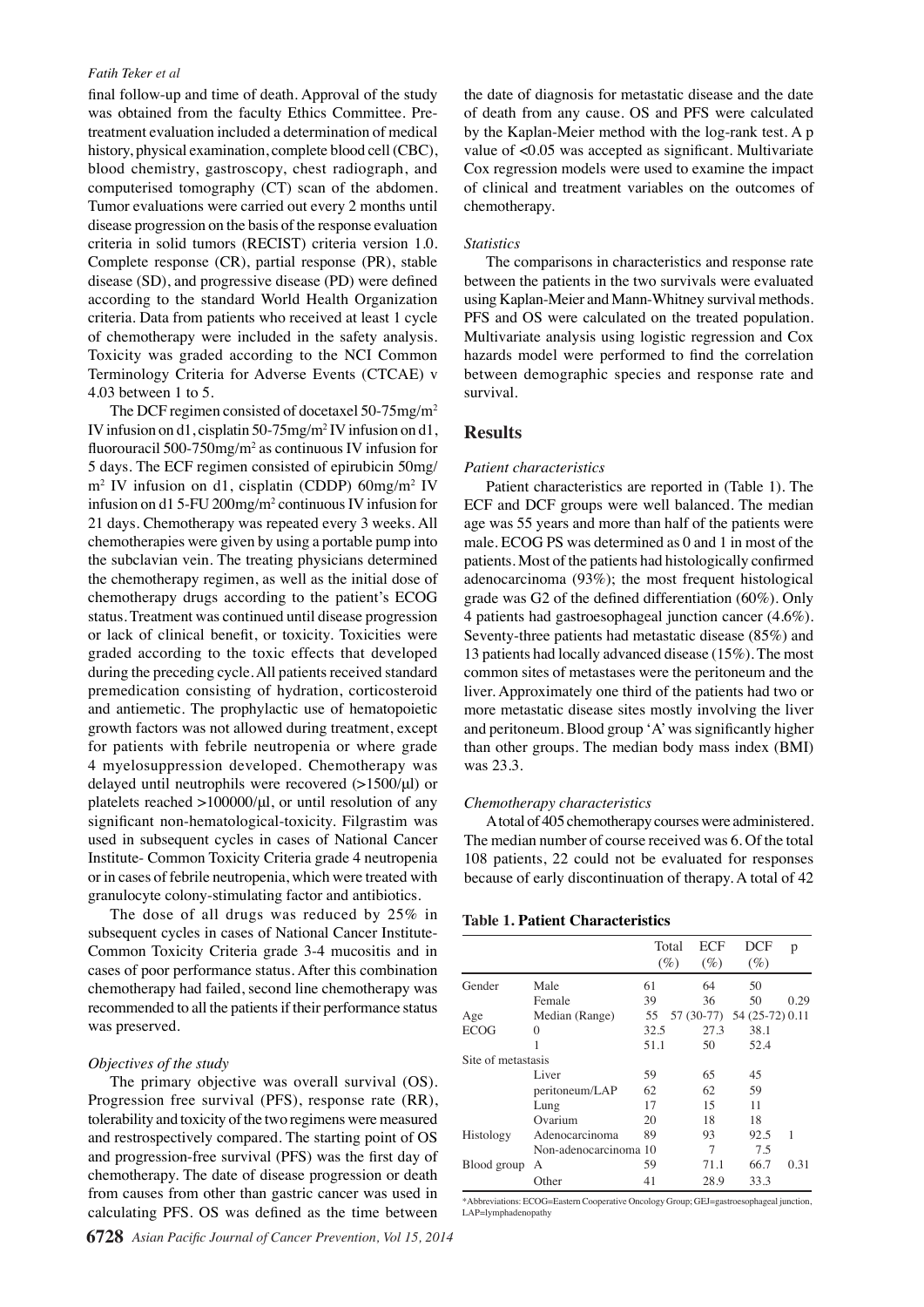final follow-up and time of death. Approval of the study was obtained from the faculty Ethics Committee. Pre-treatment evaluation included a determination of medical history, physical examination, complete blood cell (CBC), blood chemistry, gastroscopy, chest radiograph, and computerised tomography (CT) scan of the abdomen. Tumor evaluations were carried out every 2 months until disease progression on the basis of the response evaluation criteria in solid tumors (RECIST) criteria version 1.0. Complete response (CR), partial response (PR), stable disease (SD), and progressive disease (PD) were defined according to the standard World Health Organization criteria. Data from patients who received at least 1 cycle of chemotherapy were included in the safety analysis. Toxicity was graded according to the NCI Common Terminology Criteria for Adverse Events (CTCAE) v 4.03 between 1 to 5.

The DCF regimen consisted of docetaxel 50-75mg/m$^2$ IV infusion on d1, cisplatin 50-75mg/m$^2$ IV infusion on d1, fluorouracil 500-750mg/m$^2$ as continuous IV infusion for 5 days. The ECF regimen consisted of epirubicin 50mg/m$^2$ IV infusion on d1, cisplatin (CDDP) 60mg/m$^2$ IV infusion on d1 5-FU 200mg/m$^2$ continuous IV infusion for 21 days. Chemotherapy was repeated every 3 weeks. All chemotherapies were given by using a portable pump into the subclavian vein. The treating physicians determined the chemotherapy regimen, as well as the initial dose of chemotherapy drugs according to the patient's ECOG status. Treatment was continued until disease progression or lack of clinical benefit, or toxicity. Toxicities were graded according to the toxic effects that developed during the preceding cycle. All patients received standard premedication consisting of hydration, corticosteroid and antiemetic. The prophylactic use of hematopoietic growth factors was not allowed during treatment, except for patients with febrile neutropenia or where grade 4 myelosuppression developed. Chemotherapy was delayed until neutrophils were recovered (>1500/μl) or platelets reached >100000/μl, or until resolution of any significant non-hematological-toxicity. Filgrastim was used in subsequent cycles in cases of National Cancer Institute- Common Toxicity Criteria grade 4 neutropenia or in cases of febrile neutropenia, which were treated with granulocyte colony-stimulating factor and antibiotics.

The dose of all drugs was reduced by 25% in subsequent cycles in cases of National Cancer Institute-Common Toxicity Criteria grade 3-4 mucositis and in cases of poor performance status. After this combination chemotherapy had failed, second line chemotherapy was recommended to all the patients if their performance status was preserved.

*Objectives of the study*

The primary objective was overall survival (OS). Progression free survival (PFS), response rate (RR), tolerability and toxicity of the two regimens were measured and restrospectively compared. The starting point of OS and progression-free survival (PFS) was the first day of chemotherapy. The date of disease progression or death from causes from other than gastric cancer was used in calculating PFS. OS was defined as the time between the date of diagnosis for metastatic disease and the date of death from any cause. OS and PFS were calculated by the Kaplan-Meier method with the log-rank test. A p value of <0.05 was accepted as significant. Multivariate Cox regression models were used to examine the impact of clinical and treatment variables on the outcomes of chemotherapy.

*Statistics*

The comparisons in characteristics and response rate between the patients in the two survivals were evaluated using Kaplan-Meier and Mann-Whitney survival methods. PFS and OS were calculated on the treated population. Multivariate analysis using logistic regression and Cox hazards model were performed to find the correlation between demographic species and response rate and survival.

## Results

*Patient characteristics*

Patient characteristics are reported in (Table 1). The ECF and DCF groups were well balanced. The median age was 55 years and more than half of the patients were male. ECOG PS was determined as 0 and 1 in most of the patients. Most of the patients had histologically confirmed adenocarcinoma (93%); the most frequent histological grade was G2 of the defined differentiation (60%). Only 4 patients had gastroesophageal junction cancer (4.6%). Seventy-three patients had metastatic disease (85%) and 13 patients had locally advanced disease (15%). The most common sites of metastases were the peritoneum and the liver. Approximately one third of the patients had two or more metastatic disease sites mostly involving the liver and peritoneum. Blood group 'A' was significantly higher than other groups. The median body mass index (BMI) was 23.3.

*Chemotherapy characteristics*

A total of 405 chemotherapy courses were administered. The median number of course received was 6. Of the total 108 patients, 22 could not be evaluated for responses because of early discontinuation of therapy. A total of 42

**Table 1. Patient Characteristics**

| | | Total (%) | ECF (%) | DCF (%) | p |
|---|---|---|---|---|---|
| Gender | Male | 61 | 64 | 50 | |
| | Female | 39 | 36 | 50 | 0.29 |
| Age | Median (Range) | 55 | 57 (30-77) | 54 (25-72) | 0.11 |
| ECOG | 0 | 32.5 | 27.3 | 38.1 | |
| | 1 | 51.1 | 50 | 52.4 | |
| Site of metastasis | | | | | |
| | Liver | 59 | 65 | 45 | |
| | peritoneum/LAP | 62 | 62 | 59 | |
| | Lung | 17 | 15 | 11 | |
| | Ovarium | 20 | 18 | 18 | |
| Histology | Adenocarcinoma | 89 | 93 | 92.5 | 1 |
| | Non-adenocarcinoma | 10 | 7 | 7.5 | |
| Blood group | A | 59 | 71.1 | 66.7 | 0.31 |
| | Other | 41 | 28.9 | 33.3 | |

*Abbreviations: ECOG=Eastern Cooperative Oncology Group; GEJ=gastroesophageal junction, LAP=lymphadenopathy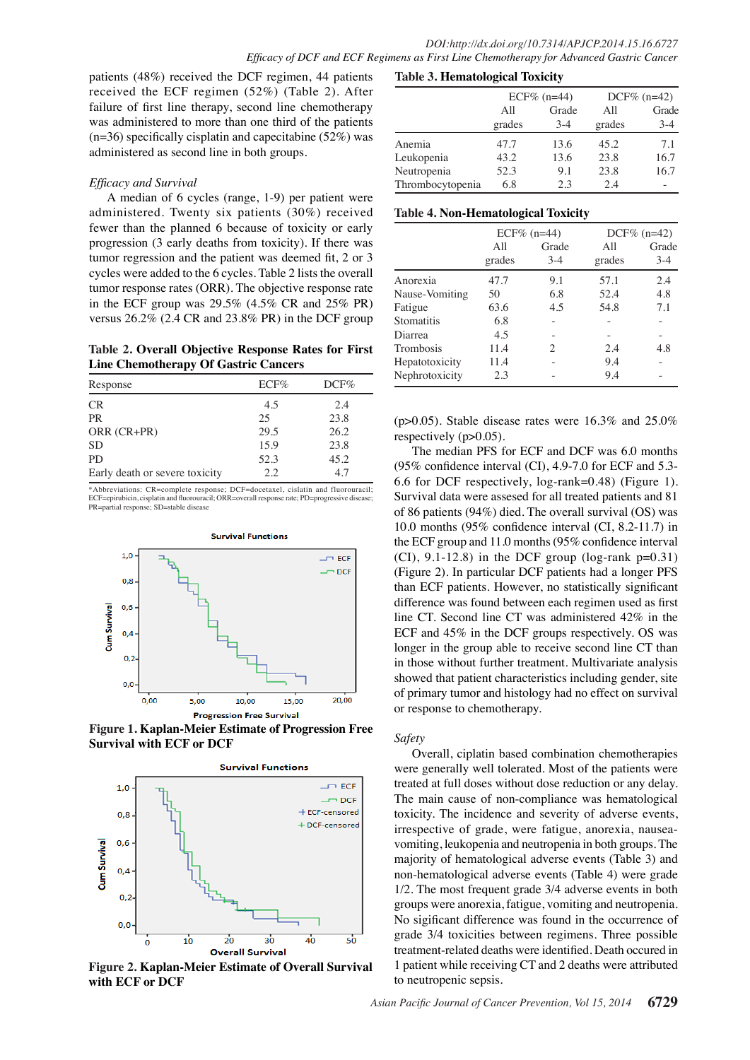patients (48%) received the DCF regimen, 44 patients received the ECF regimen (52%) (Table 2). After failure of first line therapy, second line chemotherapy was administered to more than one third of the patients (n=36) specifically cisplatin and capecitabine (52%) was administered as second line in both groups.

*Efficacy and Survival*

A median of 6 cycles (range, 1-9) per patient were administered. Twenty six patients (30%) received fewer than the planned 6 because of toxicity or early progression (3 early deaths from one toxicity). If there was tumor regression and the patient was deemed fit, 2 or 3 cycles were added to the 6 cycles. Table 2 lists the overall tumor response rates (ORR). The objective response rate in the ECF group was 29.5% (4.5% CR and 25% PR) versus 26.2% (2.4 CR and 23.8% PR) in the DCF group

**Table 2. Overall Objective Response Rates for First Line Chemotherapy Of Gastric Cancers**

| Response | ECF% | DCF% |
|---|---|---|
| CR | 4.5 | 2.4 |
| PR | 25 | 23.8 |
| ORR (CR+PR) | 29.5 | 26.2 |
| SD | 15.9 | 23.8 |
| PD | 52.3 | 45.2 |
| Early death or severe toxicity | 2.2 | 4.7 |

*Abbreviations: CR=complete response; DCF=docetaxel, cislatin and fluorouracil; ECF=epirubicin, cisplatin and fluorouracil; ORR=overall response rate; PD=progressive disease; PR=partial response; SD=stable disease

**Figure 1. Kaplan-Meier Estimate of Progression Free Survival with ECF or DCF**

**Figure 2. Kaplan-Meier Estimate of Overall Survival with ECF or DCF**

**Table 3. Hematological Toxicity**

| | ECF% (n=44) | | DCF% (n=42) | |
|---|---|---|---|---|
| | All grades | Grade 3-4 | All grades | Grade 3-4 |
| Anemia | 47.7 | 13.6 | 45.2 | 7.1 |
| Leukopenia | 43.2 | 13.6 | 23.8 | 16.7 |
| Neutropenia | 52.3 | 9.1 | 23.8 | 16.7 |
| Thrombocytopenia | 6.8 | 2.3 | 2.4 | - |

**Table 4. Non-Hematological Toxicity**

| | ECF% (n=44) | | DCF% (n=42) | |
|---|---|---|---|---|
| | All grades | Grade 3-4 | All grades | Grade 3-4 |
| Anorexia | 47.7 | 9.1 | 57.1 | 2.4 |
| Nause-Vomiting | 50 | 6.8 | 52.4 | 4.8 |
| Fatigue | 63.6 | 4.5 | 54.8 | 7.1 |
| Stomatitis | 6.8 | - | - | - |
| Diarrea | 4.5 | - | - | - |
| Trombosis | 11.4 | 2 | 2.4 | 4.8 |
| Hepatotoxicity | 11.4 | - | 9.4 | - |
| Nephrotoxicity | 2.3 | - | 9.4 | - |

($p>0.05$). Stable disease rates were 16.3% and 25.0% respectively ($p>0.05$).

The median PFS for ECF and DCF was 6.0 months (95% confidence interval (CI), 4.9-7.0 for ECF and 5.3-6.6 for DCF respectively, log-rank=0.48) (Figure 1). Survival data were assesed for all treated patients and 81 of 86 patients (94%) died. The overall survival (OS) was 10.0 months (95% confidence interval (CI, 8.2-11.7) in the ECF group and 11.0 months (95% confidence interval (CI), 9.1-12.8) in the DCF group (log-rank p=0.31) (Figure 2). In particular DCF patients had a longer PFS than ECF patients. However, no statistically significant difference was found between each regimen used as first line CT. Second line CT was administered 42% in the ECF and 45% in the DCF groups respectively. OS was longer in the group able to receive second line CT than in those without further treatment. Multivariate analysis showed that patient characteristics including gender, site of primary tumor and histology had no effect on survival or response to chemotherapy.

*Safety*

Overall, ciplatin based combination chemotherapies were generally well tolerated. Most of the patients were treated at full doses without dose reduction or any delay. The main cause of non-compliance was hematological toxicity. The incidence and severity of adverse events, irrespective of grade, were fatigue, anorexia, nausea-vomiting, leukopenia and neutropenia in both groups. The majority of hematological adverse events (Table 3) and non-hematological adverse events (Table 4) were grade 1/2. The most frequent grade 3/4 adverse events in both groups were anorexia, fatigue, vomiting and neutropenia. No sigificant difference was found in the occurrence of grade 3/4 toxicities between regimens. Three possible treatment-related deaths were identified. Death occured in 1 patient while receiving CT and 2 deaths were attributed to neutropenic sepsis.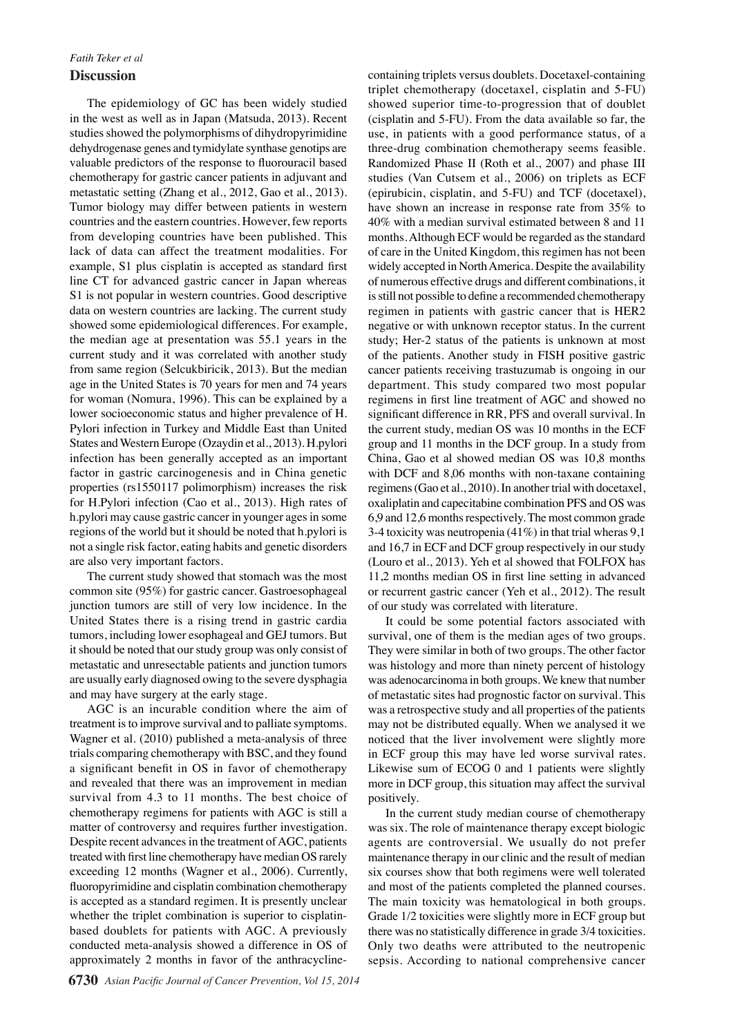## Discussion

The epidemiology of GC has been widely studied in the west as well as in Japan (Matsuda, 2013). Recent studies showed the polymorphisms of dihydropyrimidine dehydrogenase genes and tymidylate synthase genotips are valuable predictors of the response to fluorouracil based chemotherapy for gastric cancer patients in adjuvant and metastatic setting (Zhang et al., 2012, Gao et al., 2013). Tumor biology may differ between patients in western countries and the eastern countries. However, few reports from developing countries have been published. This lack of data can affect the treatment modalities. For example, S1 plus cisplatin is accepted as standard first line CT for advanced gastric cancer in Japan whereas S1 is not popular in western countries. Good descriptive data on western countries are lacking. The current study showed some epidemiological differences. For example, the median age at presentation was 55.1 years in the current study and it was correlated with another study from same region (Selcukbiricik, 2013). But the median age in the United States is 70 years for men and 74 years for woman (Nomura, 1996). This can be explained by a lower socioeconomic status and higher prevalence of H. Pylori infection in Turkey and Middle East than United States and Western Europe (Ozaydin et al., 2013). H.pylori infection has been generally accepted as an important factor in gastric carcinogenesis and in China genetic properties (rs1550117 polimorphism) increases the risk for H.Pylori infection (Cao et al., 2013). High rates of h.pylori may cause gastric cancer in younger ages in some regions of the world but it should be noted that h.pylori is not a single risk factor, eating habits and genetic disorders are also very important factors.

The current study showed that stomach was the most common site (95%) for gastric cancer. Gastroesophageal junction tumors are still of very low incidence. In the United States there is a rising trend in gastric cardia tumors, including lower esophageal and GEJ tumors. But it should be noted that our study group was only consist of metastatic and unresectable patients and junction tumors are usually early diagnosed owing to the severe dysphagia and may have surgery at the early stage.

AGC is an incurable condition where the aim of treatment is to improve survival and to palliate symptoms. Wagner et al. (2010) published a meta-analysis of three trials comparing chemotherapy with BSC, and they found a significant benefit in OS in favor of chemotherapy and revealed that there was an improvement in median survival from 4.3 to 11 months. The best choice of chemotherapy regimens for patients with AGC is still a matter of controversy and requires further investigation. Despite recent advances in the treatment of AGC, patients treated with first line chemotherapy have median OS rarely exceeding 12 months (Wagner et al., 2006). Currently, fluoropyrimidine and cisplatin combination chemotherapy is accepted as a standard regimen. It is presently unclear whether the triplet combination is superior to cisplatin-based doublets for patients with AGC. A previously conducted meta-analysis showed a difference in OS of approximately 2 months in favor of the anthracycline-containing triplets versus doublets. Docetaxel-containing triplet chemotherapy (docetaxel, cisplatin and 5-FU) showed superior time-to-progression that of doublet (cisplatin and 5-FU). From the data available so far, the use, in patients with a good performance status, of a three-drug combination chemotherapy seems feasible. Randomized Phase II (Roth et al., 2007) and phase III studies (Van Cutsem et al., 2006) on triplets as ECF (epirubicin, cisplatin, and 5-FU) and TCF (docetaxel), have shown an increase in response rate from 35% to 40% with a median survival estimated between 8 and 11 months. Although ECF would be regarded as the standard of care in the United Kingdom, this regimen has not been widely accepted in North America. Despite the availability of numerous effective drugs and different combinations, it is still not possible to define a recommended chemotherapy regimen in patients with gastric cancer that is HER2 negative or with unknown receptor status. In the current study; Her-2 status of the patients is unknown at most of the patients. Another study in FISH positive gastric cancer patients receiving trastuzumab is ongoing in our department. This study compared two most popular regimens in first line treatment of AGC and showed no significant difference in RR, PFS and overall survival. In the current study, median OS was 10 months in the ECF group and 11 months in the DCF group. In a study from China, Gao et al showed median OS was 10,8 months with DCF and 8,06 months with non-taxane containing regimens (Gao et al., 2010). In another trial with docetaxel, oxaliplatin and capecitabine combination PFS and OS was 6,9 and 12,6 months respectively. The most common grade 3-4 toxicity was neutropenia (41%) in that trial wheras 9,1 and 16,7 in ECF and DCF group respectively in our study (Louro et al., 2013). Yeh et al showed that FOLFOX has 11,2 months median OS in first line setting in advanced or recurrent gastric cancer (Yeh et al., 2012). The result of our study was correlated with literature.

It could be some potential factors associated with survival, one of them is the median ages of two groups. They were similar in both of two groups. The other factor was histology and more than ninety percent of histology was adenocarcinoma in both groups. We knew that number of metastatic sites had prognostic factor on survival. This was a retrospective study and all properties of the patients may not be distributed equally. When we analysed it we noticed that the liver involvement were slightly more in ECF group this may have led worse survival rates. Likewise sum of ECOG 0 and 1 patients were slightly more in DCF group, this situation may affect the survival positively.

In the current study median course of chemotherapy was six. The role of maintenance therapy except biologic agents are controversial. We usually do not prefer maintenance therapy in our clinic and the result of median six courses show that both regimens were well tolerated and most of the patients completed the planned courses. The main toxicity was hematological in both groups. Grade 1/2 toxicities were slightly more in ECF group but there was no statistically difference in grade 3/4 toxicities. Only two deaths were attributed to the neutropenic sepsis. According to national comprehensive cancer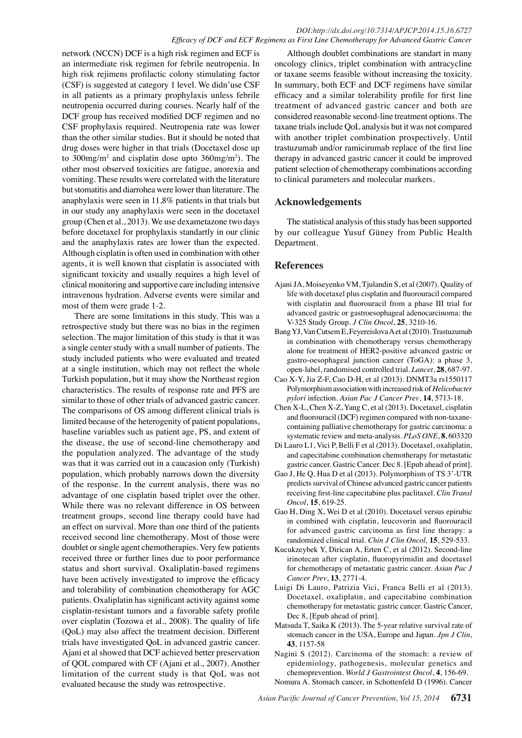network (NCCN) DCF is a high risk regimen and ECF is an intermediate risk regimen for febrile neutropenia. In high risk rejimens profilactic colony stimulating factor (CSF) is suggested at category 1 level. We didn'use CSF in all patients as a primary prophylaxis unless febrile neutropenia occurred during courses. Nearly half of the DCF group has received modified DCF regimen and no CSF prophylaxis required. Neutropenia rate was lower than the other similar studies. But it should be noted that drug doses were higher in that trials (Docetaxel dose up to 300mg/m$^2$ and cisplatin dose upto 360mg/m$^2$). The other most observed toxicities are fatigue, anorexia and vomiting. These results were correlated with the literature but stomatitis and diarrohea were lower than literature. The anaphylaxis were seen in 11,8% patients in that trials but in our study any anaphylaxis were seen in the docetaxel group (Chen et al., 2013). We use dexametazone two days before docetaxel for prophylaxis standartly in our clinic and the anaphylaxis rates are lower than the expected. Although cisplatin is often used in combination with other agents, it is well known that cisplatin is associated with significant toxicity and usually requires a high level of clinical monitoring and supportive care including intensive intravenous hydration. Adverse events were similar and most of them were grade 1-2.

There are some limitations in this study. This was a retrospective study but there was no bias in the regimen selection. The major limitation of this study is that it was a single center study with a small number of patients. The study included patients who were evaluated and treated at a single institution, which may not reflect the whole Turkish population, but it may show the Northeast region characteristics. The results of response rate and PFS are similar to those of other trials of advanced gastric cancer. The comparisons of OS among different clinical trials is limited because of the heterogenity of patient populations, baseline variables such as patient age, PS, and extent of the disease, the use of second-line chemotherapy and the population analyzed. The advantage of the study was that it was carried out in a caucasion only (Turkish) population, which probably narrows down the diversity of the response. In the current analysis, there was no advantage of one cisplatin based triplet over the other. While there was no relevant difference in OS between treatment groups, second line therapy could have had an effect on survival. More than one third of the patients received second line chemotherapy. Most of those were doublet or single agent chemotherapies. Very few patients received three or further lines due to poor performance status and short survival. Oxaliplatin-based regimens have been actively investigated to improve the efficacy and tolerability of combination chemotherapy for AGC patients. Oxaliplatin has significant activity against some cisplatin-resistant tumors and a favorable safety profile over cisplatin (Tozowa et al., 2008). The quality of life (QoL) may also affect the treatment decision. Different trials have investigated QoL in advanced gastric cancer. Ajani et al showed that DCF achieved better preservation of QOL compared with CF (Ajani et al., 2007). Another limitation of the current study is that QoL was not evaluated because the study was retrospective.

Although doublet combinations are standart in many oncology clinics, triplet combination with antracycline or taxane seems feasible without increasing the toxicity. In summary, both ECF and DCF regimens have similar efficacy and a similar tolerability profile for first line treatment of advanced gastric cancer and both are considered reasonable second-line treatment options. The taxane trials include QoL analysis but it was not compared with another triplet combination prospectively. Until trastuzumab and/or ramicirumab replace of the first line therapy in advanced gastric cancer it could be improved patient selection of chemotherapy combinations according to clinical parameters and molecular markers.

## Acknowledgements

The statistical analysis of this study has been supported by our colleague Yusuf Güney from Public Health Department.

## References

Ajani JA, Moiseyenko VM, Tjulandin S, et al (2007). Quality of life with docetaxel plus cisplatin and fluorouracil compared with cisplatin and fluorouracil from a phase III trial for advanced gastric or gastroesophageal adenocarcinoma: the V-325 Study Group. *J Clin Oncol*, **25**, 3210-16.

Bang YJ, Van Cutsem E, Feyereislova A et al (2010). Trastuzumab in combination with chemotherapy versus chemotherapy alone for treatment of HER2-positive advanced gastric or gastro-oesophageal junction cancer (ToGA): a phase 3, open-label, randomised controlled trial. *Lancet*, **28**, 687-97.

Cao X-Y, Jia Z-F, Cao D-H, et al (2013). DNMT3a rs1550117 Polymorphism association with increased risk of *Helicobacter pylori* infection. *Asian Pac J Cancer Prev*, **14**, 5713-18.

Chen X-L, Chen X-Z, Yang C, et al (2013). Docetaxel, cisplatin and fluorouracil (DCF) regimen compared with non-taxane-containing palliative chemotherapy for gastric carcinoma: a systematic review and meta-analysis. *PLoS ONE*, **8**, 603320

Di Lauro L1, Vici P, Belli F et al (2013). Docetaxel, oxaliplatin, and capecitabine combination chemotherapy for metastatic gastric cancer. Gastric Cancer. Dec 8. [Epub ahead of print].

Gao J, He Q, Hua D et al (2013). Polymorphism of TS 3'-UTR predicts survival of Chinese advanced gastric cancer patients receiving first-line capecitabine plus paclitaxel. *Clin Transl Oncol*, **15**, 619-25.

Gao H, Ding X, Wei D et al (2010). Docetaxel versus epirubic in combined with cisplatin, leucovorin and fluorouracil for advanced gastric carcinoma as first line therapy: a randomized clinical trial. *Chin J Clin Oncol,* **15**, 529-533.

Kucukzeybek Y, Dirican A, Erten C, et al (2012). Second-line irinotecan after cisplatin, fluoropyrimidin and docetaxel for chemotherapy of metastatic gastric cancer. *Asian Pac J Cancer Prev*, **13**, 2771-4.

Luigi Di Lauro, Patrizia Vici, Franca Belli et al (2013). Docetaxel, oxaliplatin, and capecitabine combination chemotherapy for metastatic gastric cancer. Gastric Cancer, Dec 8, [Epub ahead of print].

Matsuda T, Saika K (2013). The 5-year relative survival rate of stomach cancer in the USA, Europe and Japan. *Jpn J Clin*, **43**, 1157-58

Nagini S (2012). Carcinoma of the stomach: a review of epidemiology, pathogenesis, molecular genetics and chemoprevention. *World J Gastrointest Oncol*, **4**, 156-69.

Nomura A. Stomach cancer, in Schottenfeld D (1996). Cancer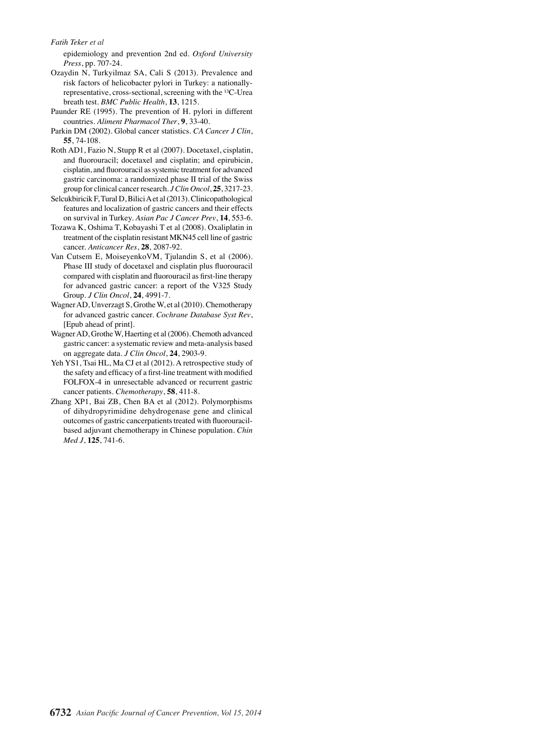epidemiology and prevention 2nd ed. *Oxford University Press*, pp. 707-24.

Ozaydin N, Turkyilmaz SA, Cali S (2013). Prevalence and risk factors of helicobacter pylori in Turkey: a nationally-representative, cross-sectional, screening with the $^{13}$C-Urea breath test. *BMC Public Health*, **13**, 1215.

Paunder RE (1995). The prevention of H. pylori in different countries. *Aliment Pharmacol Ther*, **9**, 33-40.

Parkin DM (2002). Global cancer statistics. *CA Cancer J Clin*, **55**, 74-108.

Roth AD1, Fazio N, Stupp R et al (2007). Docetaxel, cisplatin, and fluorouracil; docetaxel and cisplatin; and epirubicin, cisplatin, and fluorouracil as systemic treatment for advanced gastric carcinoma: a randomized phase II trial of the Swiss group for clinical cancer research. *J Clin Oncol*, **25**, 3217-23.

Selcukbiricik F, Tural D, Bilici A et al (2013). Clinicopathological features and localization of gastric cancers and their effects on survival in Turkey. *Asian Pac J Cancer Prev*, **14**, 553-6.

Tozawa K, Oshima T, Kobayashi T et al (2008). Oxaliplatin in treatment of the cisplatin resistant MKN45 cell line of gastric cancer. *Anticancer Res*, **28**, 2087-92.

Van Cutsem E, MoiseyenkoVM, Tjulandin S, et al (2006). Phase III study of docetaxel and cisplatin plus fluorouracil compared with cisplatin and fluorouracil as first-line therapy for advanced gastric cancer: a report of the V325 Study Group. *J Clin Oncol*, **24**, 4991-7.

Wagner AD, Unverzagt S, Grothe W, et al (2010). Chemotherapy for advanced gastric cancer. *Cochrane Database Syst Rev*, [Epub ahead of print].

Wagner AD, Grothe W, Haerting et al (2006). Chemoth advanced gastric cancer: a systematic review and meta-analysis based on aggregate data. *J Clin Oncol*, **24**, 2903-9.

Yeh YS1, Tsai HL, Ma CJ et al (2012). A retrospective study of the safety and efficacy of a first-line treatment with modified FOLFOX-4 in unresectable advanced or recurrent gastric cancer patients. *Chemotherapy*, **58**, 411-8.

Zhang XP1, Bai ZB, Chen BA et al (2012). Polymorphisms of dihydropyrimidine dehydrogenase gene and clinical outcomes of gastric cancerpatients treated with fluorouracil-based adjuvant chemotherapy in Chinese population. *Chin Med J*, **125**, 741-6.